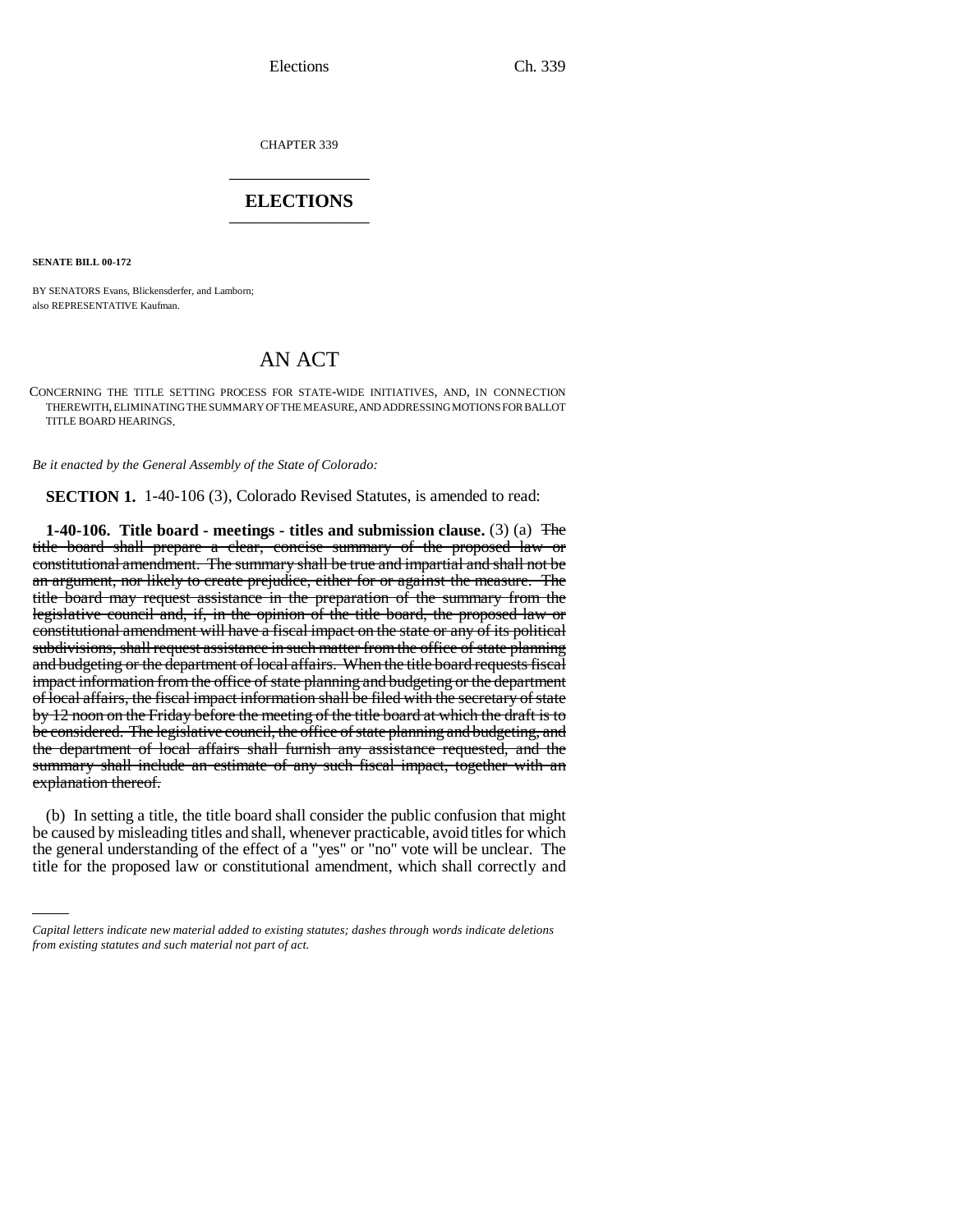CHAPTER 339

# ELECTIONS

**SENATE BILL 00-172**

BY SENATORS Evans, Blickensderfer, and Lamborn;
also REPRESENTATIVE Kaufman.

## AN ACT

CONCERNING THE TITLE SETTING PROCESS FOR STATE-WIDE INITIATIVES, AND, IN CONNECTION THEREWITH, ELIMINATING THE SUMMARY OF THE MEASURE, AND ADDRESSING MOTIONS FOR BALLOT TITLE BOARD HEARINGS.

*Be it enacted by the General Assembly of the State of Colorado:*

**SECTION 1.** 1-40-106 (3), Colorado Revised Statutes, is amended to read:

**1-40-106. Title board - meetings - titles and submission clause.** (3) (a) ~~The title board shall prepare a clear, concise summary of the proposed law or constitutional amendment. The summary shall be true and impartial and shall not be an argument, nor likely to create prejudice, either for or against the measure. The title board may request assistance in the preparation of the summary from the legislative council and, if, in the opinion of the title board, the proposed law or constitutional amendment will have a fiscal impact on the state or any of its political subdivisions, shall request assistance in such matter from the office of state planning and budgeting or the department of local affairs. When the title board requests fiscal impact information from the office of state planning and budgeting or the department of local affairs, the fiscal impact information shall be filed with the secretary of state by 12 noon on the Friday before the meeting of the title board at which the draft is to be considered. The legislative council, the office of state planning and budgeting, and the department of local affairs shall furnish any assistance requested, and the summary shall include an estimate of any such fiscal impact, together with an explanation thereof.~~

(b) In setting a title, the title board shall consider the public confusion that might be caused by misleading titles and shall, whenever practicable, avoid titles for which the general understanding of the effect of a "yes" or "no" vote will be unclear. The title for the proposed law or constitutional amendment, which shall correctly and

*Capital letters indicate new material added to existing statutes; dashes through words indicate deletions from existing statutes and such material not part of act.*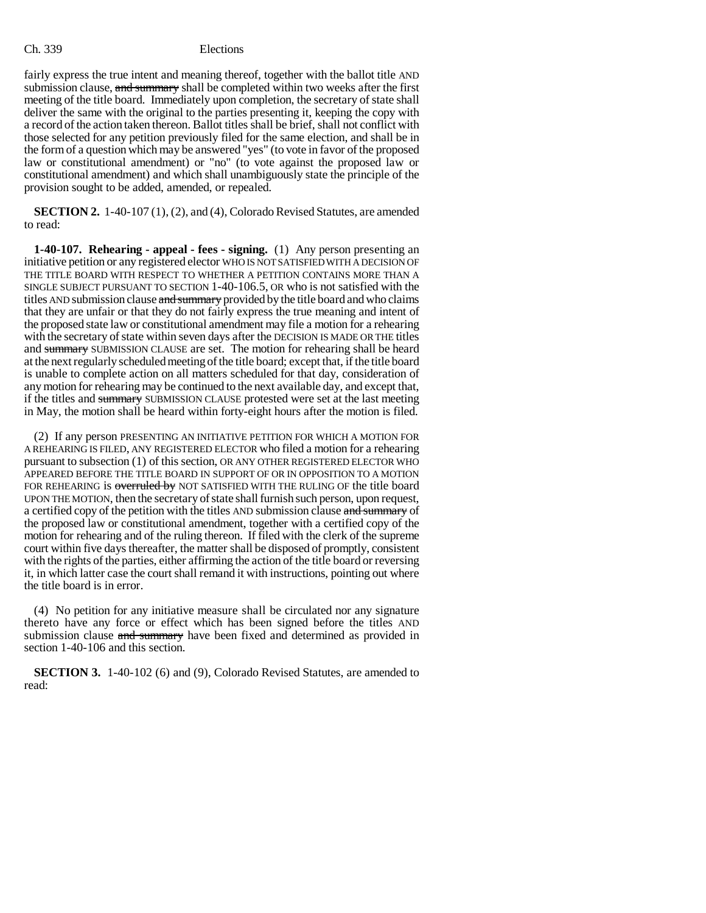fairly express the true intent and meaning thereof, together with the ballot title AND submission clause, ~~and summary~~ shall be completed within two weeks after the first meeting of the title board. Immediately upon completion, the secretary of state shall deliver the same with the original to the parties presenting it, keeping the copy with a record of the action taken thereon. Ballot titles shall be brief, shall not conflict with those selected for any petition previously filed for the same election, and shall be in the form of a question which may be answered "yes" (to vote in favor of the proposed law or constitutional amendment) or "no" (to vote against the proposed law or constitutional amendment) and which shall unambiguously state the principle of the provision sought to be added, amended, or repealed.

**SECTION 2.** 1-40-107 (1), (2), and (4), Colorado Revised Statutes, are amended to read:

**1-40-107. Rehearing - appeal - fees - signing.** (1) Any person presenting an initiative petition or any registered elector WHO IS NOT SATISFIED WITH A DECISION OF THE TITLE BOARD WITH RESPECT TO WHETHER A PETITION CONTAINS MORE THAN A SINGLE SUBJECT PURSUANT TO SECTION 1-40-106.5, OR who is not satisfied with the titles AND submission clause ~~and summary~~ provided by the title board and who claims that they are unfair or that they do not fairly express the true meaning and intent of the proposed state law or constitutional amendment may file a motion for a rehearing with the secretary of state within seven days after the DECISION IS MADE OR THE titles and ~~summary~~ SUBMISSION CLAUSE are set. The motion for rehearing shall be heard at the next regularly scheduled meeting of the title board; except that, if the title board is unable to complete action on all matters scheduled for that day, consideration of any motion for rehearing may be continued to the next available day, and except that, if the titles and ~~summary~~ SUBMISSION CLAUSE protested were set at the last meeting in May, the motion shall be heard within forty-eight hours after the motion is filed.

(2) If any person PRESENTING AN INITIATIVE PETITION FOR WHICH A MOTION FOR A REHEARING IS FILED, ANY REGISTERED ELECTOR who filed a motion for a rehearing pursuant to subsection (1) of this section, OR ANY OTHER REGISTERED ELECTOR WHO APPEARED BEFORE THE TITLE BOARD IN SUPPORT OF OR IN OPPOSITION TO A MOTION FOR REHEARING is ~~overruled by~~ NOT SATISFIED WITH THE RULING OF the title board UPON THE MOTION, then the secretary of state shall furnish such person, upon request, a certified copy of the petition with the titles AND submission clause ~~and summary~~ of the proposed law or constitutional amendment, together with a certified copy of the motion for rehearing and of the ruling thereon. If filed with the clerk of the supreme court within five days thereafter, the matter shall be disposed of promptly, consistent with the rights of the parties, either affirming the action of the title board or reversing it, in which latter case the court shall remand it with instructions, pointing out where the title board is in error.

(4) No petition for any initiative measure shall be circulated nor any signature thereto have any force or effect which has been signed before the titles AND submission clause ~~and summary~~ have been fixed and determined as provided in section 1-40-106 and this section.

**SECTION 3.** 1-40-102 (6) and (9), Colorado Revised Statutes, are amended to read: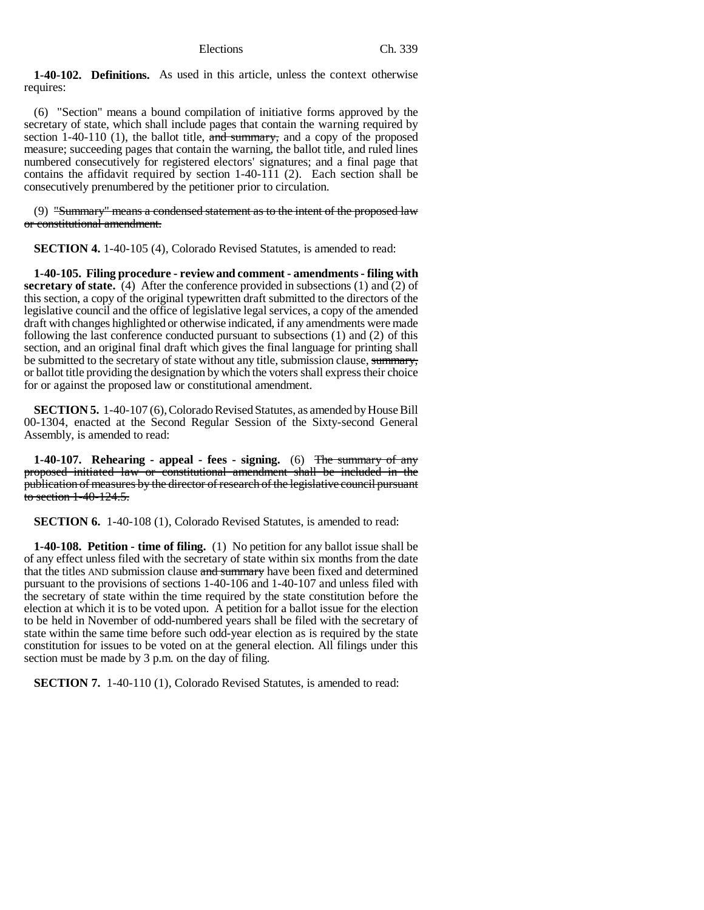**1-40-102. Definitions.** As used in this article, unless the context otherwise requires:

(6) "Section" means a bound compilation of initiative forms approved by the secretary of state, which shall include pages that contain the warning required by section 1-40-110 (1), the ballot title, ~~and summary,~~ and a copy of the proposed measure; succeeding pages that contain the warning, the ballot title, and ruled lines numbered consecutively for registered electors' signatures; and a final page that contains the affidavit required by section 1-40-111 (2). Each section shall be consecutively prenumbered by the petitioner prior to circulation.

(9) ~~"Summary" means a condensed statement as to the intent of the proposed law or constitutional amendment.~~

**SECTION 4.** 1-40-105 (4), Colorado Revised Statutes, is amended to read:

**1-40-105. Filing procedure - review and comment - amendments - filing with secretary of state.** (4) After the conference provided in subsections (1) and (2) of this section, a copy of the original typewritten draft submitted to the directors of the legislative council and the office of legislative legal services, a copy of the amended draft with changes highlighted or otherwise indicated, if any amendments were made following the last conference conducted pursuant to subsections (1) and (2) of this section, and an original final draft which gives the final language for printing shall be submitted to the secretary of state without any title, submission clause, ~~summary,~~ or ballot title providing the designation by which the voters shall express their choice for or against the proposed law or constitutional amendment.

**SECTION 5.** 1-40-107 (6), Colorado Revised Statutes, as amended by House Bill 00-1304, enacted at the Second Regular Session of the Sixty-second General Assembly, is amended to read:

**1-40-107. Rehearing - appeal - fees - signing.** (6) ~~The summary of any proposed initiated law or constitutional amendment shall be included in the publication of measures by the director of research of the legislative council pursuant to section 1-40-124.5.~~

**SECTION 6.** 1-40-108 (1), Colorado Revised Statutes, is amended to read:

**1-40-108. Petition - time of filing.** (1) No petition for any ballot issue shall be of any effect unless filed with the secretary of state within six months from the date that the titles AND submission clause ~~and summary~~ have been fixed and determined pursuant to the provisions of sections 1-40-106 and 1-40-107 and unless filed with the secretary of state within the time required by the state constitution before the election at which it is to be voted upon. A petition for a ballot issue for the election to be held in November of odd-numbered years shall be filed with the secretary of state within the same time before such odd-year election as is required by the state constitution for issues to be voted on at the general election. All filings under this section must be made by 3 p.m. on the day of filing.

**SECTION 7.** 1-40-110 (1), Colorado Revised Statutes, is amended to read: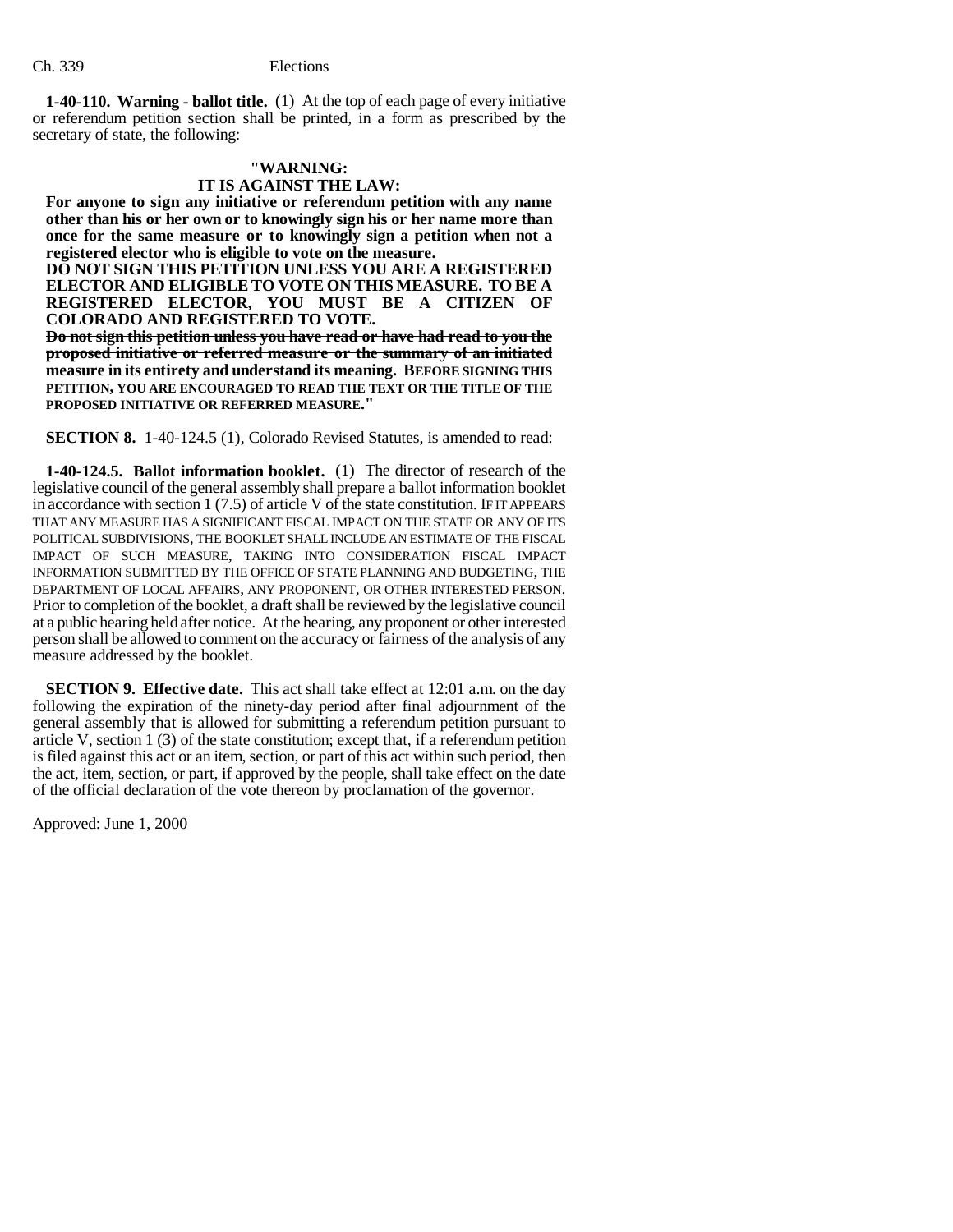**1-40-110. Warning - ballot title.** (1) At the top of each page of every initiative or referendum petition section shall be printed, in a form as prescribed by the secretary of state, the following:

**"WARNING:**
**IT IS AGAINST THE LAW:**

**For anyone to sign any initiative or referendum petition with any name other than his or her own or to knowingly sign his or her name more than once for the same measure or to knowingly sign a petition when not a registered elector who is eligible to vote on the measure.**

**DO NOT SIGN THIS PETITION UNLESS YOU ARE A REGISTERED ELECTOR AND ELIGIBLE TO VOTE ON THIS MEASURE. TO BE A REGISTERED ELECTOR, YOU MUST BE A CITIZEN OF COLORADO AND REGISTERED TO VOTE.**

~~**Do not sign this petition unless you have read or have had read to you the proposed initiative or referred measure or the summary of an initiated measure in its entirety and understand its meaning.**~~ **BEFORE SIGNING THIS PETITION, YOU ARE ENCOURAGED TO READ THE TEXT OR THE TITLE OF THE PROPOSED INITIATIVE OR REFERRED MEASURE."**

**SECTION 8.** 1-40-124.5 (1), Colorado Revised Statutes, is amended to read:

**1-40-124.5. Ballot information booklet.** (1) The director of research of the legislative council of the general assembly shall prepare a ballot information booklet in accordance with section 1 (7.5) of article V of the state constitution. IF IT APPEARS THAT ANY MEASURE HAS A SIGNIFICANT FISCAL IMPACT ON THE STATE OR ANY OF ITS POLITICAL SUBDIVISIONS, THE BOOKLET SHALL INCLUDE AN ESTIMATE OF THE FISCAL IMPACT OF SUCH MEASURE, TAKING INTO CONSIDERATION FISCAL IMPACT INFORMATION SUBMITTED BY THE OFFICE OF STATE PLANNING AND BUDGETING, THE DEPARTMENT OF LOCAL AFFAIRS, ANY PROPONENT, OR OTHER INTERESTED PERSON. Prior to completion of the booklet, a draft shall be reviewed by the legislative council at a public hearing held after notice. At the hearing, any proponent or other interested person shall be allowed to comment on the accuracy or fairness of the analysis of any measure addressed by the booklet.

**SECTION 9. Effective date.** This act shall take effect at 12:01 a.m. on the day following the expiration of the ninety-day period after final adjournment of the general assembly that is allowed for submitting a referendum petition pursuant to article V, section 1 (3) of the state constitution; except that, if a referendum petition is filed against this act or an item, section, or part of this act within such period, then the act, item, section, or part, if approved by the people, shall take effect on the date of the official declaration of the vote thereon by proclamation of the governor.

Approved: June 1, 2000